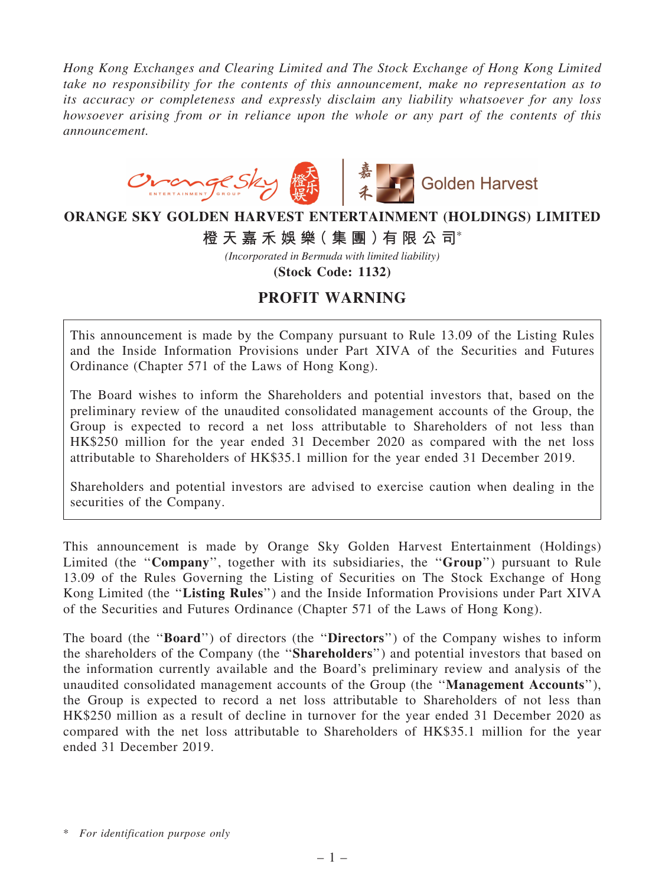*Hong Kong Exchanges and Clearing Limited and The Stock Exchange of Hong Kong Limited take no responsibility for the contents of this announcement, make no representation as to its accuracy or completeness and expressly disclaim any liability whatsoever for any loss howsoever arising from or in reliance upon the whole or any part of the contents of this announcement.*

# ORANGE SKY GOLDEN HARVEST ENTERTAINMENT (HOLDINGS) LIMITED

# 橙天嘉禾娛樂(集團)有限公司*

*(Incorporated in Bermuda with limited liability)*

**(Stock Code: 1132)**

## PROFIT WARNING

This announcement is made by the Company pursuant to Rule 13.09 of the Listing Rules and the Inside Information Provisions under Part XIVA of the Securities and Futures Ordinance (Chapter 571 of the Laws of Hong Kong).

The Board wishes to inform the Shareholders and potential investors that, based on the preliminary review of the unaudited consolidated management accounts of the Group, the Group is expected to record a net loss attributable to Shareholders of not less than HK$250 million for the year ended 31 December 2020 as compared with the net loss attributable to Shareholders of HK$35.1 million for the year ended 31 December 2019.

Shareholders and potential investors are advised to exercise caution when dealing in the securities of the Company.

This announcement is made by Orange Sky Golden Harvest Entertainment (Holdings) Limited (the "**Company**", together with its subsidiaries, the "**Group**") pursuant to Rule 13.09 of the Rules Governing the Listing of Securities on The Stock Exchange of Hong Kong Limited (the "**Listing Rules**") and the Inside Information Provisions under Part XIVA of the Securities and Futures Ordinance (Chapter 571 of the Laws of Hong Kong).

The board (the "**Board**") of directors (the "**Directors**") of the Company wishes to inform the shareholders of the Company (the "**Shareholders**") and potential investors that based on the information currently available and the Board's preliminary review and analysis of the unaudited consolidated management accounts of the Group (the "**Management Accounts**"), the Group is expected to record a net loss attributable to Shareholders of not less than HK$250 million as a result of decline in turnover for the year ended 31 December 2020 as compared with the net loss attributable to Shareholders of HK$35.1 million for the year ended 31 December 2019.

\* *For identification purpose only*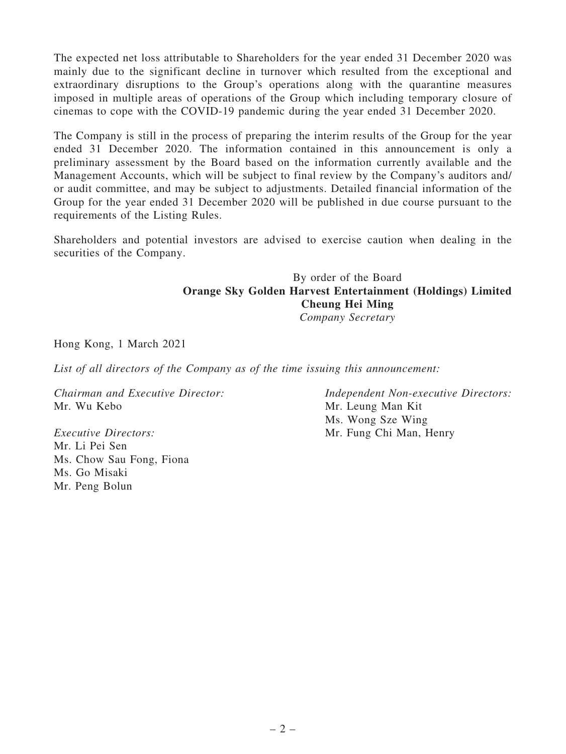The expected net loss attributable to Shareholders for the year ended 31 December 2020 was mainly due to the significant decline in turnover which resulted from the exceptional and extraordinary disruptions to the Group's operations along with the quarantine measures imposed in multiple areas of operations of the Group which including temporary closure of cinemas to cope with the COVID-19 pandemic during the year ended 31 December 2020.

The Company is still in the process of preparing the interim results of the Group for the year ended 31 December 2020. The information contained in this announcement is only a preliminary assessment by the Board based on the information currently available and the Management Accounts, which will be subject to final review by the Company's auditors and/or audit committee, and may be subject to adjustments. Detailed financial information of the Group for the year ended 31 December 2020 will be published in due course pursuant to the requirements of the Listing Rules.

Shareholders and potential investors are advised to exercise caution when dealing in the securities of the Company.

By order of the Board
**Orange Sky Golden Harvest Entertainment (Holdings) Limited**
**Cheung Hei Ming**
*Company Secretary*

Hong Kong, 1 March 2021

*List of all directors of the Company as of the time issuing this announcement:*

*Chairman and Executive Director:*
Mr. Wu Kebo

*Executive Directors:*
Mr. Li Pei Sen
Ms. Chow Sau Fong, Fiona
Ms. Go Misaki
Mr. Peng Bolun

*Independent Non-executive Directors:*
Mr. Leung Man Kit
Ms. Wong Sze Wing
Mr. Fung Chi Man, Henry